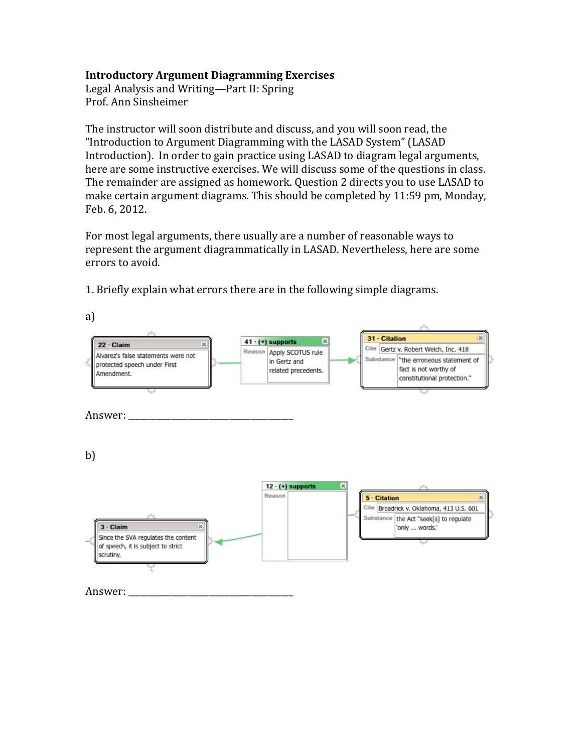**Introductory Argument Diagramming Exercises**
Legal Analysis and Writing—Part II: Spring
Prof. Ann Sinsheimer

The instructor will soon distribute and discuss, and you will soon read, the "Introduction to Argument Diagramming with the LASAD System" (LASAD Introduction). In order to gain practice using LASAD to diagram legal arguments, here are some instructive exercises. We will discuss some of the questions in class. The remainder are assigned as homework. Question 2 directs you to use LASAD to make certain argument diagrams. This should be completed by 11:59 pm, Monday, Feb. 6, 2012.

For most legal arguments, there usually are a number of reasonable ways to represent the argument diagrammatically in LASAD. Nevertheless, here are some errors to avoid.

1. Briefly explain what errors there are in the following simple diagrams.

a)

22 - Claim
Alvarez's false statements were not protected speech under First Amendment.

41 - (+) supports
Reason: Apply SCOTUS rule in Gertz and related precedents.

31 - Citation
Cite: Gertz v. Robert Welch, Inc. 418
Substance: "the erroneous statement of fact is not worthy of constitutional protection."

Answer: ___________________________________

b)

12 - (+) supports
Reason:

5 - Citation
Cite: Broadrick v. Oklahoma, 413 U.S. 601
Substance: the Act "seek[s] to regulate 'only ... words.'

3 - Claim
Since the SVA regulates the content of speech, it is subject to strict scrutiny.

Answer: ___________________________________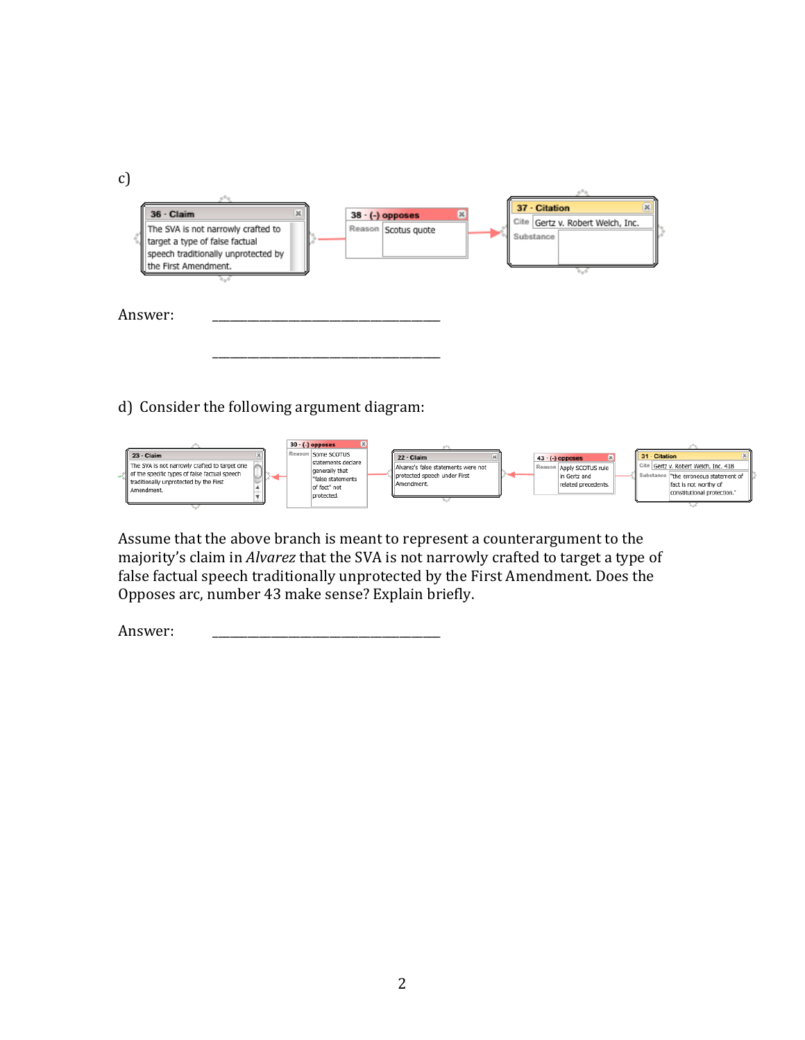c)

**36 - Claim**
The SVA is not narrowly crafted to target a type of false factual speech traditionally unprotected by the First Amendment.

**38 - (-) opposes**
Reason: Scotus quote

**37 - Citation**
Cite: Gertz v. Robert Welch, Inc.
Substance:

Answer: ___________________________________

___________________________________

d) Consider the following argument diagram:

**23 - Claim**
The SVA is not narrowly crafted to target one of the specific types of false factual speech traditionally unprotected by the First Amendment.

**30 - (-) opposes**
Reason: Some SCOTUS statements declare generally that "false statements of fact" not protected.

**22 - Claim**
Alvarez's false statements were not protected speech under First Amendment.

**43 - (-) opposes**
Reason: Apply SCOTUS rule in Gertz and related precedents.

**31 - Citation**
Cite: Gertz v. Robert Welch, Inc. 418
Substance: "the erroneous statement of fact is not worthy of constitutional protection."

Assume that the above branch is meant to represent a counterargument to the majority's claim in *Alvarez* that the SVA is not narrowly crafted to target a type of false factual speech traditionally unprotected by the First Amendment. Does the Opposes arc, number 43 make sense? Explain briefly.

Answer: ___________________________________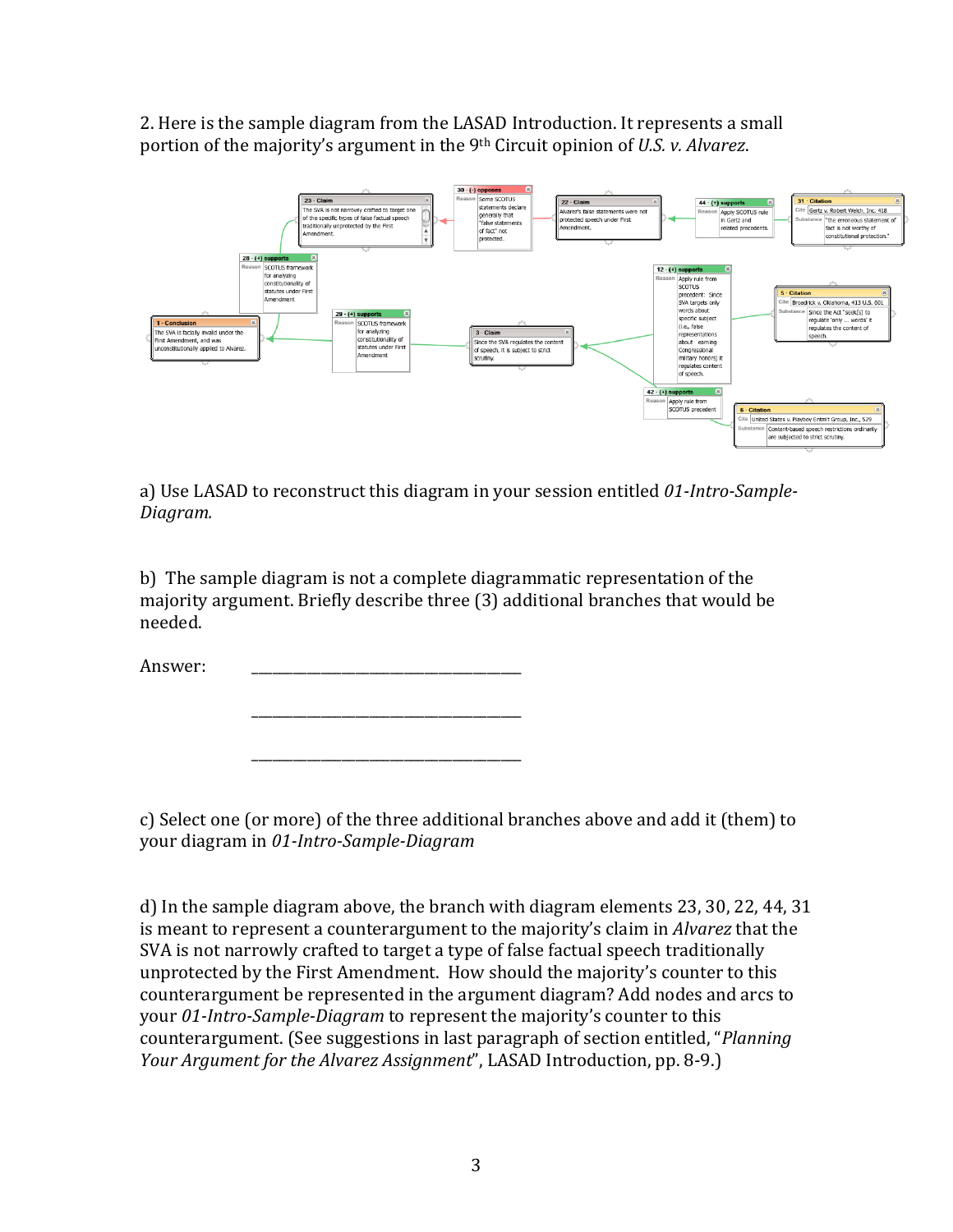2. Here is the sample diagram from the LASAD Introduction. It represents a small portion of the majority's argument in the 9th Circuit opinion of *U.S. v. Alvarez*.

23 - Claim
The SVA is not narrowly crafted to target one of the specific types of false factual speech traditionally unprotected by the First Amendment.

30 - (-) opposes
Reason: Some SCOTUS statements declare generally that "false statements of fact" not protected.

22 - Claim
Alvarez's false statements were not protected speech under First Amendment.

44 - (+) supports
Reason: Apply SCOTUS rule in Gertz and related precedents.

31 - Citation
Cite: Gertz v. Robert Welch, Inc., 418
Substance: "the erroneous statement of fact is not worthy of constitutional protection."

28 - (+) supports
Reason: SCOTUS framework for analyzing constitutionality of statutes under First Amendment

1 - Conclusion
The SVA is facially invalid under the First Amendment, and was unconstitutionally applied to Alvarez.

29 - (+) supports
Reason: SCOTUS framework for analyzing constitutionality of statutes under First Amendment

3 - Claim
Since the SVA regulates the content of speech, it is subject to strict scrutiny.

12 - (+) supports
Reason: Apply rule from SCOTUS precedent: Since SVA targets only words about specific subject (i.e., false representations about earning Congressional military honors) it regulates content of speech.

5 - Citation
Cite: Broadrick v. Oklahoma, 413 U.S. 601
Substance: Since the Act "seek[s] to regulate 'only ... words' it regulates the content of speech.

42 - (+) supports
Reason: Apply rule from SCOTUS precedent

6 - Citation
Cite: United States v. Playboy Entm't Group, Inc., 529
Substance: Content-based speech restrictions ordinarily are subjected to strict scrutiny.

a) Use LASAD to reconstruct this diagram in your session entitled *01-Intro-Sample-Diagram.*

b) The sample diagram is not a complete diagrammatic representation of the majority argument. Briefly describe three (3) additional branches that would be needed.

Answer: \_\_\_\_\_\_\_\_\_\_\_\_\_\_\_\_\_\_\_\_\_\_\_\_\_\_\_\_\_\_\_\_\_\_\_\_\_\_\_\_

\_\_\_\_\_\_\_\_\_\_\_\_\_\_\_\_\_\_\_\_\_\_\_\_\_\_\_\_\_\_\_\_\_\_\_\_\_\_\_\_

\_\_\_\_\_\_\_\_\_\_\_\_\_\_\_\_\_\_\_\_\_\_\_\_\_\_\_\_\_\_\_\_\_\_\_\_\_\_\_\_

c) Select one (or more) of the three additional branches above and add it (them) to your diagram in *01-Intro-Sample-Diagram*

d) In the sample diagram above, the branch with diagram elements 23, 30, 22, 44, 31 is meant to represent a counterargument to the majority's claim in *Alvarez* that the SVA is not narrowly crafted to target a type of false factual speech traditionally unprotected by the First Amendment. How should the majority's counter to this counterargument be represented in the argument diagram? Add nodes and arcs to your *01-Intro-Sample-Diagram* to represent the majority's counter to this counterargument. (See suggestions in last paragraph of section entitled, "*Planning Your Argument for the Alvarez Assignment*", LASAD Introduction, pp. 8-9.)